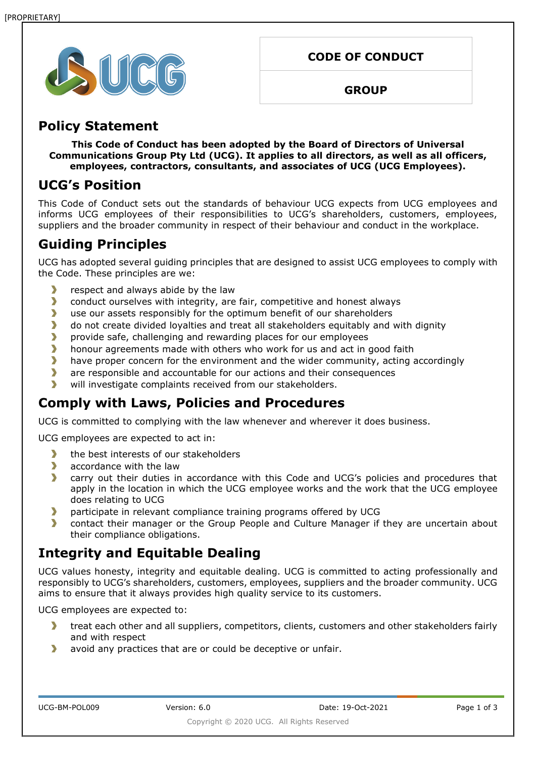[PROPRIETARY]

**CODE OF CONDUCT**

**GROUP**

## Policy Statement

**This Code of Conduct has been adopted by the Board of Directors of Universal Communications Group Pty Ltd (UCG). It applies to all directors, as well as all officers, employees, contractors, consultants, and associates of UCG (UCG Employees).**

## UCG's Position

This Code of Conduct sets out the standards of behaviour UCG expects from UCG employees and informs UCG employees of their responsibilities to UCG's shareholders, customers, employees, suppliers and the broader community in respect of their behaviour and conduct in the workplace.

## Guiding Principles

UCG has adopted several guiding principles that are designed to assist UCG employees to comply with the Code. These principles are we:

- respect and always abide by the law
- conduct ourselves with integrity, are fair, competitive and honest always
- use our assets responsibly for the optimum benefit of our shareholders
- do not create divided loyalties and treat all stakeholders equitably and with dignity
- provide safe, challenging and rewarding places for our employees
- honour agreements made with others who work for us and act in good faith
- have proper concern for the environment and the wider community, acting accordingly
- are responsible and accountable for our actions and their consequences
- will investigate complaints received from our stakeholders.

## Comply with Laws, Policies and Procedures

UCG is committed to complying with the law whenever and wherever it does business.

UCG employees are expected to act in:

- the best interests of our stakeholders
- accordance with the law
- carry out their duties in accordance with this Code and UCG's policies and procedures that apply in the location in which the UCG employee works and the work that the UCG employee does relating to UCG
- participate in relevant compliance training programs offered by UCG
- contact their manager or the Group People and Culture Manager if they are uncertain about their compliance obligations.

## Integrity and Equitable Dealing

UCG values honesty, integrity and equitable dealing. UCG is committed to acting professionally and responsibly to UCG's shareholders, customers, employees, suppliers and the broader community. UCG aims to ensure that it always provides high quality service to its customers.

UCG employees are expected to:

- treat each other and all suppliers, competitors, clients, customers and other stakeholders fairly and with respect
- avoid any practices that are or could be deceptive or unfair.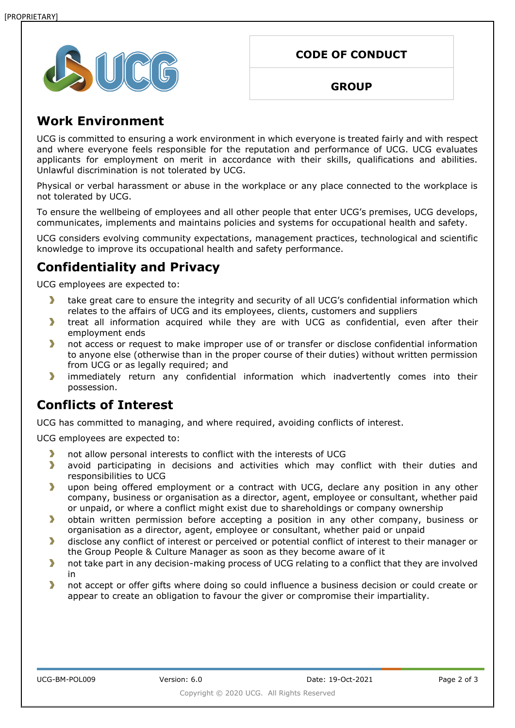## Work Environment

UCG is committed to ensuring a work environment in which everyone is treated fairly and with respect and where everyone feels responsible for the reputation and performance of UCG. UCG evaluates applicants for employment on merit in accordance with their skills, qualifications and abilities. Unlawful discrimination is not tolerated by UCG.

Physical or verbal harassment or abuse in the workplace or any place connected to the workplace is not tolerated by UCG.

To ensure the wellbeing of employees and all other people that enter UCG's premises, UCG develops, communicates, implements and maintains policies and systems for occupational health and safety.

UCG considers evolving community expectations, management practices, technological and scientific knowledge to improve its occupational health and safety performance.

## Confidentiality and Privacy

UCG employees are expected to:

- take great care to ensure the integrity and security of all UCG's confidential information which relates to the affairs of UCG and its employees, clients, customers and suppliers
- treat all information acquired while they are with UCG as confidential, even after their employment ends
- not access or request to make improper use of or transfer or disclose confidential information to anyone else (otherwise than in the proper course of their duties) without written permission from UCG or as legally required; and
- immediately return any confidential information which inadvertently comes into their possession.

## Conflicts of Interest

UCG has committed to managing, and where required, avoiding conflicts of interest.

UCG employees are expected to:

- not allow personal interests to conflict with the interests of UCG
- avoid participating in decisions and activities which may conflict with their duties and responsibilities to UCG
- upon being offered employment or a contract with UCG, declare any position in any other company, business or organisation as a director, agent, employee or consultant, whether paid or unpaid, or where a conflict might exist due to shareholdings or company ownership
- obtain written permission before accepting a position in any other company, business or organisation as a director, agent, employee or consultant, whether paid or unpaid
- disclose any conflict of interest or perceived or potential conflict of interest to their manager or the Group People & Culture Manager as soon as they become aware of it
- not take part in any decision-making process of UCG relating to a conflict that they are involved in
- not accept or offer gifts where doing so could influence a business decision or could create or appear to create an obligation to favour the giver or compromise their impartiality.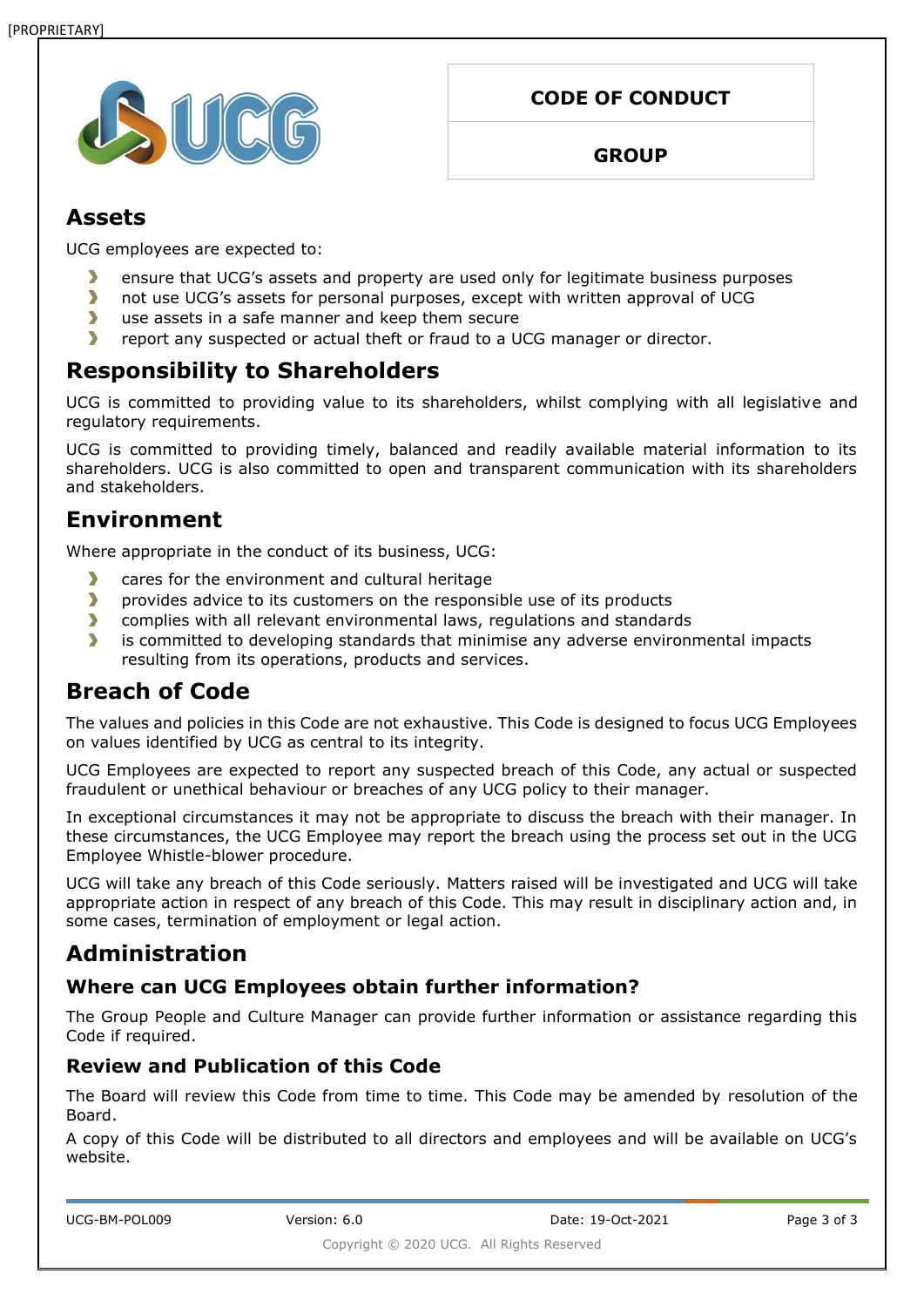## Assets

UCG employees are expected to:

- ensure that UCG's assets and property are used only for legitimate business purposes
- not use UCG's assets for personal purposes, except with written approval of UCG
- use assets in a safe manner and keep them secure
- report any suspected or actual theft or fraud to a UCG manager or director.

## Responsibility to Shareholders

UCG is committed to providing value to its shareholders, whilst complying with all legislative and regulatory requirements.

UCG is committed to providing timely, balanced and readily available material information to its shareholders. UCG is also committed to open and transparent communication with its shareholders and stakeholders.

## Environment

Where appropriate in the conduct of its business, UCG:

- cares for the environment and cultural heritage
- provides advice to its customers on the responsible use of its products
- complies with all relevant environmental laws, regulations and standards
- is committed to developing standards that minimise any adverse environmental impacts resulting from its operations, products and services.

## Breach of Code

The values and policies in this Code are not exhaustive. This Code is designed to focus UCG Employees on values identified by UCG as central to its integrity.

UCG Employees are expected to report any suspected breach of this Code, any actual or suspected fraudulent or unethical behaviour or breaches of any UCG policy to their manager.

In exceptional circumstances it may not be appropriate to discuss the breach with their manager. In these circumstances, the UCG Employee may report the breach using the process set out in the UCG Employee Whistle-blower procedure.

UCG will take any breach of this Code seriously. Matters raised will be investigated and UCG will take appropriate action in respect of any breach of this Code. This may result in disciplinary action and, in some cases, termination of employment or legal action.

## Administration

### Where can UCG Employees obtain further information?

The Group People and Culture Manager can provide further information or assistance regarding this Code if required.

### Review and Publication of this Code

The Board will review this Code from time to time. This Code may be amended by resolution of the Board.

A copy of this Code will be distributed to all directors and employees and will be available on UCG's website.